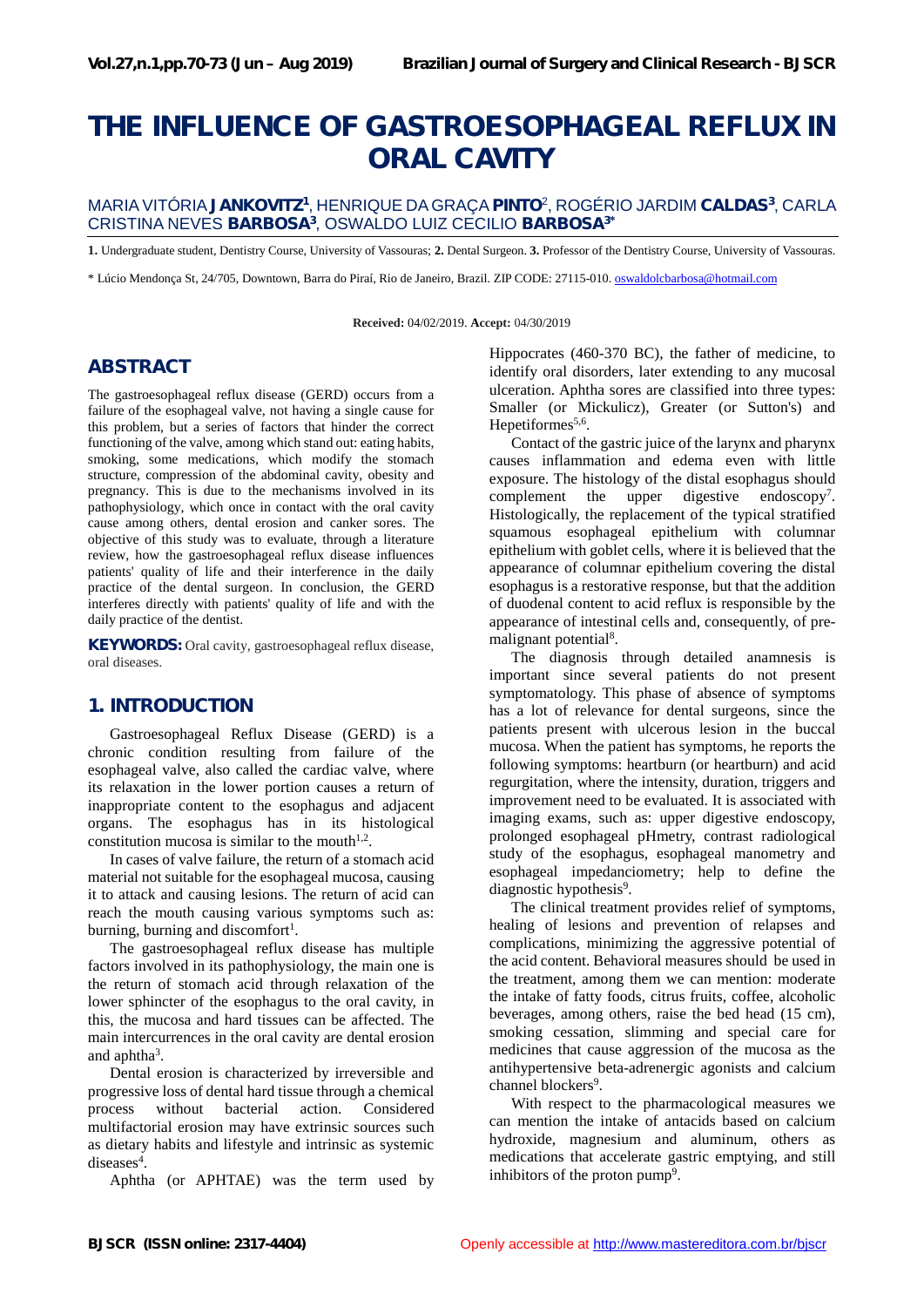# THE INFLUENCE OF GASTROESOPHAGEAL REFLUX IN ORAL CAVITY

MARIA VITÓRIA **JANKOVITZ**[1], HENRIQUE DA GRAÇA **PINTO**[2], ROGÉRIO JARDIM **CALDAS**[3], CARLA CRISTINA NEVES **BARBOSA**[3], OSWALDO LUIZ CECILIO **BARBOSA**[3*]

**1.** Undergraduate student, Dentistry Course, University of Vassouras; **2.** Dental Surgeon. **3.** Professor of the Dentistry Course, University of Vassouras.

\* Lúcio Mendonça St, 24/705, Downtown, Barra do Piraí, Rio de Janeiro, Brazil. ZIP CODE: 27115-010. oswaldolcbarbosa@hotmail.com

**Received:** 04/02/2019. **Accept:** 04/30/2019

## ABSTRACT

The gastroesophageal reflux disease (GERD) occurs from a failure of the esophageal valve, not having a single cause for this problem, but a series of factors that hinder the correct functioning of the valve, among which stand out: eating habits, smoking, some medications, which modify the stomach structure, compression of the abdominal cavity, obesity and pregnancy. This is due to the mechanisms involved in its pathophysiology, which once in contact with the oral cavity cause among others, dental erosion and canker sores. The objective of this study was to evaluate, through a literature review, how the gastroesophageal reflux disease influences patients' quality of life and their interference in the daily practice of the dental surgeon. In conclusion, the GERD interferes directly with patients' quality of life and with the daily practice of the dentist.

**KEYWORDS:** Oral cavity, gastroesophageal reflux disease, oral diseases.

## 1. INTRODUCTION

Gastroesophageal Reflux Disease (GERD) is a chronic condition resulting from failure of the esophageal valve, also called the cardiac valve, where its relaxation in the lower portion causes a return of inappropriate content to the esophagus and adjacent organs. The esophagus has in its histological constitution mucosa is similar to the mouth[1,2].

In cases of valve failure, the return of a stomach acid material not suitable for the esophageal mucosa, causing it to attack and causing lesions. The return of acid can reach the mouth causing various symptoms such as: burning, burning and discomfort[1].

The gastroesophageal reflux disease has multiple factors involved in its pathophysiology, the main one is the return of stomach acid through relaxation of the lower sphincter of the esophagus to the oral cavity, in this, the mucosa and hard tissues can be affected. The main intercurrences in the oral cavity are dental erosion and aphtha[3].

Dental erosion is characterized by irreversible and progressive loss of dental hard tissue through a chemical process without bacterial action. Considered multifactorial erosion may have extrinsic sources such as dietary habits and lifestyle and intrinsic as systemic diseases[4].

Aphtha (or APHTAE) was the term used by Hippocrates (460-370 BC), the father of medicine, to identify oral disorders, later extending to any mucosal ulceration. Aphtha sores are classified into three types: Smaller (or Mickulicz), Greater (or Sutton's) and Hepetiformes[5,6].

Contact of the gastric juice of the larynx and pharynx causes inflammation and edema even with little exposure. The histology of the distal esophagus should complement the upper digestive endoscopy[7]. Histologically, the replacement of the typical stratified squamous esophageal epithelium with columnar epithelium with goblet cells, where it is believed that the appearance of columnar epithelium covering the distal esophagus is a restorative response, but that the addition of duodenal content to acid reflux is responsible by the appearance of intestinal cells and, consequently, of pre-malignant potential[8].

The diagnosis through detailed anamnesis is important since several patients do not present symptomatology. This phase of absence of symptoms has a lot of relevance for dental surgeons, since the patients present with ulcerous lesion in the buccal mucosa. When the patient has symptoms, he reports the following symptoms: heartburn (or heartburn) and acid regurgitation, where the intensity, duration, triggers and improvement need to be evaluated. It is associated with imaging exams, such as: upper digestive endoscopy, prolonged esophageal pHmetry, contrast radiological study of the esophagus, esophageal manometry and esophageal impedanciometry; help to define the diagnostic hypothesis[9].

The clinical treatment provides relief of symptoms, healing of lesions and prevention of relapses and complications, minimizing the aggressive potential of the acid content. Behavioral measures should be used in the treatment, among them we can mention: moderate the intake of fatty foods, citrus fruits, coffee, alcoholic beverages, among others, raise the bed head (15 cm), smoking cessation, slimming and special care for medicines that cause aggression of the mucosa as the antihypertensive beta-adrenergic agonists and calcium channel blockers[9].

With respect to the pharmacological measures we can mention the intake of antacids based on calcium hydroxide, magnesium and aluminum, others as medications that accelerate gastric emptying, and still inhibitors of the proton pump[9].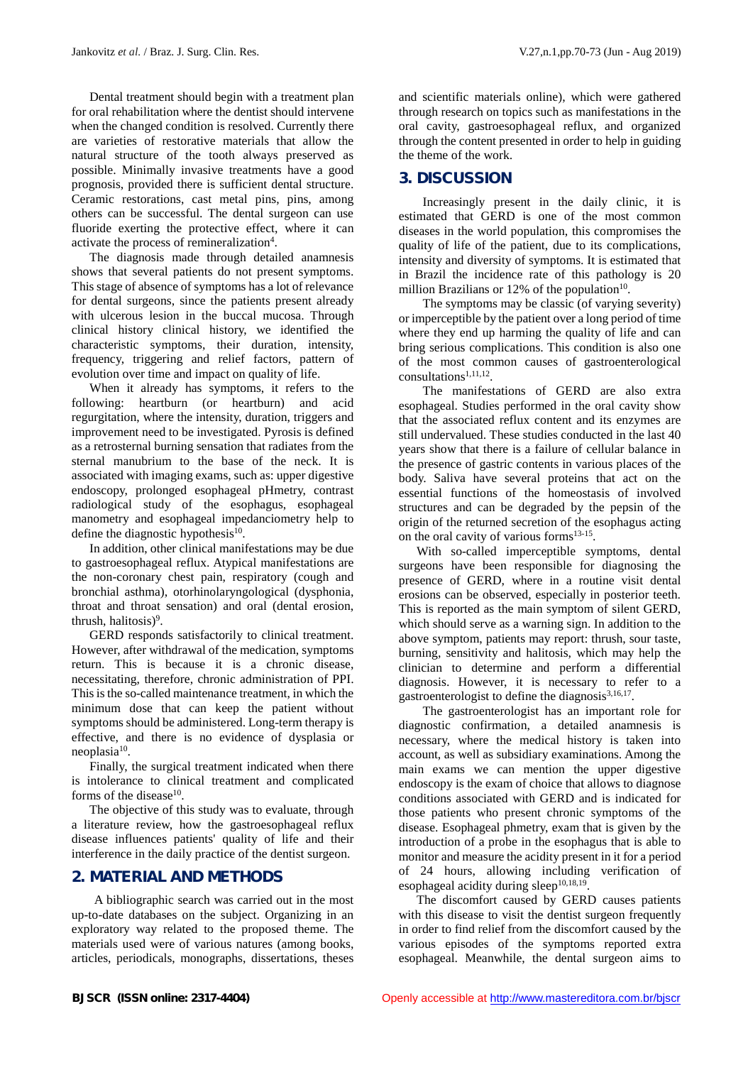Dental treatment should begin with a treatment plan for oral rehabilitation where the dentist should intervene when the changed condition is resolved. Currently there are varieties of restorative materials that allow the natural structure of the tooth always preserved as possible. Minimally invasive treatments have a good prognosis, provided there is sufficient dental structure. Ceramic restorations, cast metal pins, pins, among others can be successful. The dental surgeon can use fluoride exerting the protective effect, where it can activate the process of remineralization[4].

The diagnosis made through detailed anamnesis shows that several patients do not present symptoms. This stage of absence of symptoms has a lot of relevance for dental surgeons, since the patients present already with ulcerous lesion in the buccal mucosa. Through clinical history clinical history, we identified the characteristic symptoms, their duration, intensity, frequency, triggering and relief factors, pattern of evolution over time and impact on quality of life.

When it already has symptoms, it refers to the following: heartburn (or heartburn) and acid regurgitation, where the intensity, duration, triggers and improvement need to be investigated. Pyrosis is defined as a retrosternal burning sensation that radiates from the sternal manubrium to the base of the neck. It is associated with imaging exams, such as: upper digestive endoscopy, prolonged esophageal pHmetry, contrast radiological study of the esophagus, esophageal manometry and esophageal impedanciometry help to define the diagnostic hypothesis[10].

In addition, other clinical manifestations may be due to gastroesophageal reflux. Atypical manifestations are the non-coronary chest pain, respiratory (cough and bronchial asthma), otorhinolaryngological (dysphonia, throat and throat sensation) and oral (dental erosion, thrush, halitosis)[9].

GERD responds satisfactorily to clinical treatment. However, after withdrawal of the medication, symptoms return. This is because it is a chronic disease, necessitating, therefore, chronic administration of PPI. This is the so-called maintenance treatment, in which the minimum dose that can keep the patient without symptoms should be administered. Long-term therapy is effective, and there is no evidence of dysplasia or neoplasia[10].

Finally, the surgical treatment indicated when there is intolerance to clinical treatment and complicated forms of the disease[10].

The objective of this study was to evaluate, through a literature review, how the gastroesophageal reflux disease influences patients' quality of life and their interference in the daily practice of the dentist surgeon.

## 2. MATERIAL AND METHODS

A bibliographic search was carried out in the most up-to-date databases on the subject. Organizing in an exploratory way related to the proposed theme. The materials used were of various natures (among books, articles, periodicals, monographs, dissertations, theses and scientific materials online), which were gathered through research on topics such as manifestations in the oral cavity, gastroesophageal reflux, and organized through the content presented in order to help in guiding the theme of the work.

## 3. DISCUSSION

Increasingly present in the daily clinic, it is estimated that GERD is one of the most common diseases in the world population, this compromises the quality of life of the patient, due to its complications, intensity and diversity of symptoms. It is estimated that in Brazil the incidence rate of this pathology is 20 million Brazilians or 12% of the population[10].

The symptoms may be classic (of varying severity) or imperceptible by the patient over a long period of time where they end up harming the quality of life and can bring serious complications. This condition is also one of the most common causes of gastroenterological consultations[1,11,12].

The manifestations of GERD are also extra esophageal. Studies performed in the oral cavity show that the associated reflux content and its enzymes are still undervalued. These studies conducted in the last 40 years show that there is a failure of cellular balance in the presence of gastric contents in various places of the body. Saliva have several proteins that act on the essential functions of the homeostasis of involved structures and can be degraded by the pepsin of the origin of the returned secretion of the esophagus acting on the oral cavity of various forms[13-15].

With so-called imperceptible symptoms, dental surgeons have been responsible for diagnosing the presence of GERD, where in a routine visit dental erosions can be observed, especially in posterior teeth. This is reported as the main symptom of silent GERD, which should serve as a warning sign. In addition to the above symptom, patients may report: thrush, sour taste, burning, sensitivity and halitosis, which may help the clinician to determine and perform a differential diagnosis. However, it is necessary to refer to a gastroenterologist to define the diagnosis[3,16,17].

The gastroenterologist has an important role for diagnostic confirmation, a detailed anamnesis is necessary, where the medical history is taken into account, as well as subsidiary examinations. Among the main exams we can mention the upper digestive endoscopy is the exam of choice that allows to diagnose conditions associated with GERD and is indicated for those patients who present chronic symptoms of the disease. Esophageal phmetry, exam that is given by the introduction of a probe in the esophagus that is able to monitor and measure the acidity present in it for a period of 24 hours, allowing including verification of esophageal acidity during sleep[10,18,19].

The discomfort caused by GERD causes patients with this disease to visit the dentist surgeon frequently in order to find relief from the discomfort caused by the various episodes of the symptoms reported extra esophageal. Meanwhile, the dental surgeon aims to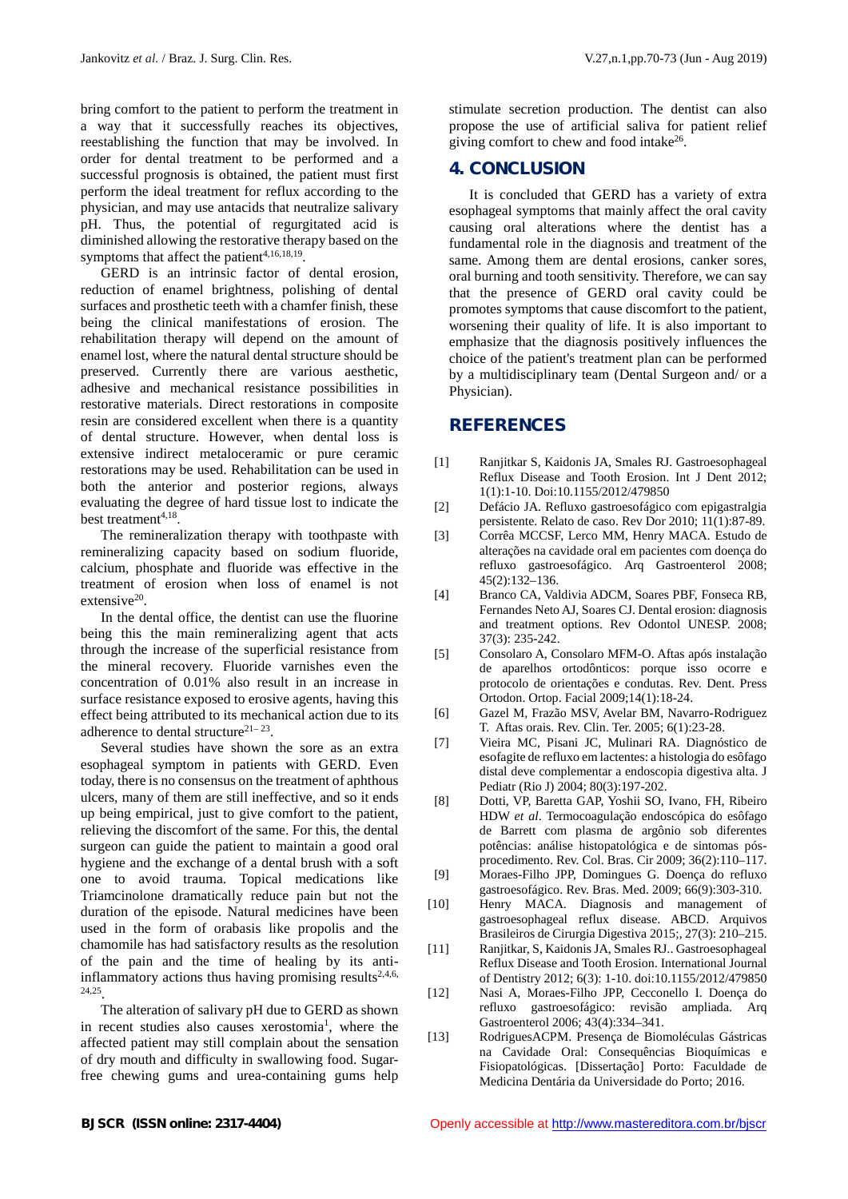bring comfort to the patient to perform the treatment in a way that it successfully reaches its objectives, reestablishing the function that may be involved. In order for dental treatment to be performed and a successful prognosis is obtained, the patient must first perform the ideal treatment for reflux according to the physician, and may use antacids that neutralize salivary pH. Thus, the potential of regurgitated acid is diminished allowing the restorative therapy based on the symptoms that affect the patient[4,16,18,19].

GERD is an intrinsic factor of dental erosion, reduction of enamel brightness, polishing of dental surfaces and prosthetic teeth with a chamfer finish, these being the clinical manifestations of erosion. The rehabilitation therapy will depend on the amount of enamel lost, where the natural dental structure should be preserved. Currently there are various aesthetic, adhesive and mechanical resistance possibilities in restorative materials. Direct restorations in composite resin are considered excellent when there is a quantity of dental structure. However, when dental loss is extensive indirect metaloceramic or pure ceramic restorations may be used. Rehabilitation can be used in both the anterior and posterior regions, always evaluating the degree of hard tissue lost to indicate the best treatment[4,18].

The remineralization therapy with toothpaste with remineralizing capacity based on sodium fluoride, calcium, phosphate and fluoride was effective in the treatment of erosion when loss of enamel is not extensive[20].

In the dental office, the dentist can use the fluorine being this the main remineralizing agent that acts through the increase of the superficial resistance from the mineral recovery. Fluoride varnishes even the concentration of 0.01% also result in an increase in surface resistance exposed to erosive agents, having this effect being attributed to its mechanical action due to its adherence to dental structure[21–23].

Several studies have shown the sore as an extra esophageal symptom in patients with GERD. Even today, there is no consensus on the treatment of aphthous ulcers, many of them are still ineffective, and so it ends up being empirical, just to give comfort to the patient, relieving the discomfort of the same. For this, the dental surgeon can guide the patient to maintain a good oral hygiene and the exchange of a dental brush with a soft one to avoid trauma. Topical medications like Triamcinolone dramatically reduce pain but not the duration of the episode. Natural medicines have been used in the form of orabasis like propolis and the chamomile has had satisfactory results as the resolution of the pain and the time of healing by its anti-inflammatory actions thus having promising results[2,4,6,24,25].

The alteration of salivary pH due to GERD as shown in recent studies also causes xerostomia[1], where the affected patient may still complain about the sensation of dry mouth and difficulty in swallowing food. Sugar-free chewing gums and urea-containing gums help stimulate secretion production. The dentist can also propose the use of artificial saliva for patient relief giving comfort to chew and food intake[26].

## 4. CONCLUSION

It is concluded that GERD has a variety of extra esophageal symptoms that mainly affect the oral cavity causing oral alterations where the dentist has a fundamental role in the diagnosis and treatment of the same. Among them are dental erosions, canker sores, oral burning and tooth sensitivity. Therefore, we can say that the presence of GERD oral cavity could be promotes symptoms that cause discomfort to the patient, worsening their quality of life. It is also important to emphasize that the diagnosis positively influences the choice of the patient's treatment plan can be performed by a multidisciplinary team (Dental Surgeon and/ or a Physician).

## REFERENCES

[1] Ranjitkar S, Kaidonis JA, Smales RJ. Gastroesophageal Reflux Disease and Tooth Erosion. Int J Dent 2012; 1(1):1-10. Doi:10.1155/2012/479850

[2] Defácio JA. Refluxo gastroesofágico com epigastralgia persistente. Relato de caso. Rev Dor 2010; 11(1):87-89.

[3] Corrêa MCCSF, Lerco MM, Henry MACA. Estudo de alterações na cavidade oral em pacientes com doença do refluxo gastroesofágico. Arq Gastroenterol 2008; 45(2):132–136.

[4] Branco CA, Valdivia ADCM, Soares PBF, Fonseca RB, Fernandes Neto AJ, Soares CJ. Dental erosion: diagnosis and treatment options. Rev Odontol UNESP. 2008; 37(3): 235-242.

[5] Consolaro A, Consolaro MFM-O. Aftas após instalação de aparelhos ortodônticos: porque isso ocorre e protocolo de orientações e condutas. Rev. Dent. Press Ortodon. Ortop. Facial 2009;14(1):18-24.

[6] Gazel M, Frazão MSV, Avelar BM, Navarro-Rodriguez T. Aftas orais. Rev. Clin. Ter. 2005; 6(1):23-28.

[7] Vieira MC, Pisani JC, Mulinari RA. Diagnóstico de esofagite de refluxo em lactentes: a histologia do esôfago distal deve complementar a endoscopia digestiva alta. J Pediatr (Rio J) 2004; 80(3):197-202.

[8] Dotti, VP, Baretta GAP, Yoshii SO, Ivano, FH, Ribeiro HDW *et al*. Termocoagulação endoscópica do esôfago de Barrett com plasma de argônio sob diferentes potências: análise histopatológica e de sintomas pós-procedimento. Rev. Col. Bras. Cir 2009; 36(2):110–117.

[9] Moraes-Filho JPP, Domingues G. Doença do refluxo gastroesofágico. Rev. Bras. Med. 2009; 66(9):303-310.

[10] Henry MACA. Diagnosis and management of gastroesophageal reflux disease. ABCD. Arquivos Brasileiros de Cirurgia Digestiva 2015;, 27(3): 210–215.

[11] Ranjitkar, S, Kaidonis JA, Smales RJ.. Gastroesophageal Reflux Disease and Tooth Erosion. International Journal of Dentistry 2012; 6(3): 1-10. doi:10.1155/2012/479850

[12] Nasi A, Moraes-Filho JPP, Cecconello I. Doença do refluxo gastroesofágico: revisão ampliada. Arq Gastroenterol 2006; 43(4):334–341.

[13] RodriguesACPM. Presença de Biomoléculas Gástricas na Cavidade Oral: Consequências Bioquímicas e Fisiopatológicas. [Dissertação] Porto: Faculdade de Medicina Dentária da Universidade do Porto; 2016.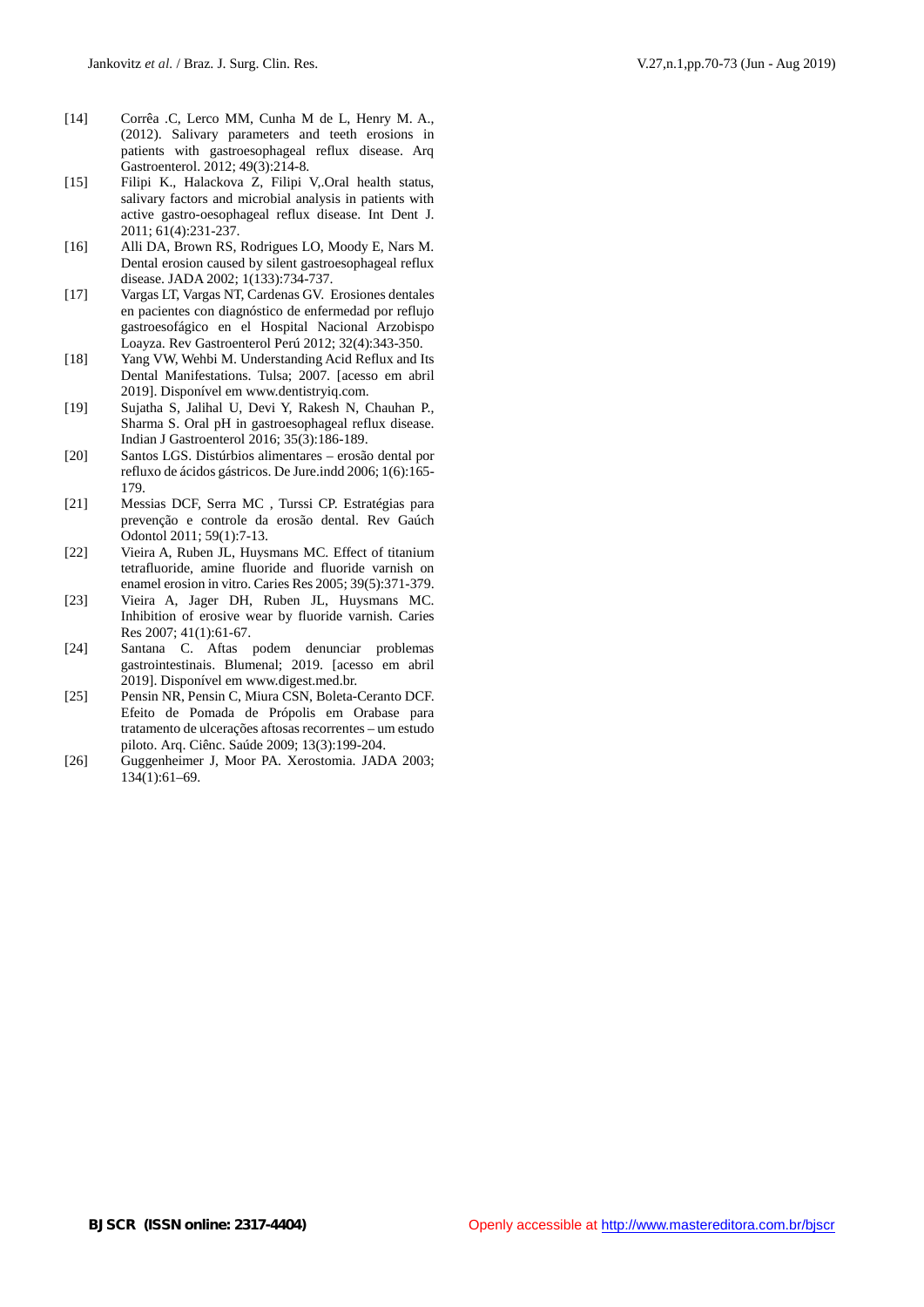[14] Corrêa .C, Lerco MM, Cunha M de L, Henry M. A., (2012). Salivary parameters and teeth erosions in patients with gastroesophageal reflux disease. Arq Gastroenterol. 2012; 49(3):214-8.

[15] Filipi K., Halackova Z, Filipi V,.Oral health status, salivary factors and microbial analysis in patients with active gastro-oesophageal reflux disease. Int Dent J. 2011; 61(4):231-237.

[16] Alli DA, Brown RS, Rodrigues LO, Moody E, Nars M. Dental erosion caused by silent gastroesophageal reflux disease. JADA 2002; 1(133):734-737.

[17] Vargas LT, Vargas NT, Cardenas GV. Erosiones dentales en pacientes con diagnóstico de enfermedad por reflujo gastroesofágico en el Hospital Nacional Arzobispo Loayza. Rev Gastroenterol Perú 2012; 32(4):343-350.

[18] Yang VW, Wehbi M. Understanding Acid Reflux and Its Dental Manifestations. Tulsa; 2007. [acesso em abril 2019]. Disponível em www.dentistryiq.com.

[19] Sujatha S, Jalihal U, Devi Y, Rakesh N, Chauhan P., Sharma S. Oral pH in gastroesophageal reflux disease. Indian J Gastroenterol 2016; 35(3):186-189.

[20] Santos LGS. Distúrbios alimentares – erosão dental por refluxo de ácidos gástricos. De Jure.indd 2006; 1(6):165-179.

[21] Messias DCF, Serra MC , Turssi CP. Estratégias para prevenção e controle da erosão dental. Rev Gaúch Odontol 2011; 59(1):7-13.

[22] Vieira A, Ruben JL, Huysmans MC. Effect of titanium tetrafluoride, amine fluoride and fluoride varnish on enamel erosion in vitro. Caries Res 2005; 39(5):371-379.

[23] Vieira A, Jager DH, Ruben JL, Huysmans MC. Inhibition of erosive wear by fluoride varnish. Caries Res 2007; 41(1):61-67.

[24] Santana C. Aftas podem denunciar problemas gastrointestinais. Blumenal; 2019. [acesso em abril 2019]. Disponível em www.digest.med.br.

[25] Pensin NR, Pensin C, Miura CSN, Boleta-Ceranto DCF. Efeito de Pomada de Própolis em Orabase para tratamento de ulcerações aftosas recorrentes – um estudo piloto. Arq. Ciênc. Saúde 2009; 13(3):199-204.

[26] Guggenheimer J, Moor PA. Xerostomia. JADA 2003; 134(1):61–69.